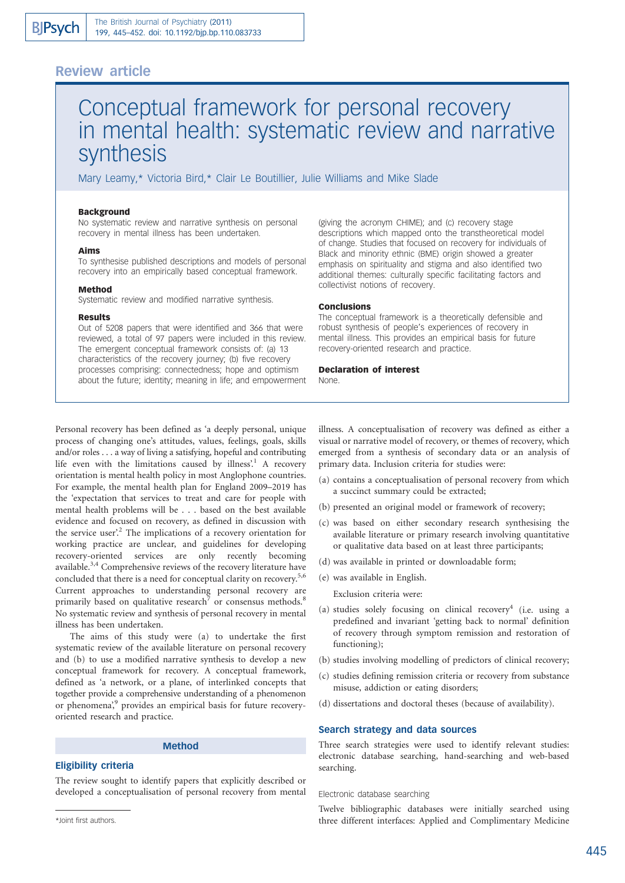Review article

# Conceptual framework for personal recovery in mental health: systematic review and narrative synthesis

Mary Leamy,* Victoria Bird,* Clair Le Boutillier, Julie Williams and Mike Slade

### Background

No systematic review and narrative synthesis on personal recovery in mental illness has been undertaken.

### Aims

To synthesise published descriptions and models of personal recovery into an empirically based conceptual framework.

### Method

Systematic review and modified narrative synthesis.

### Results

Out of 5208 papers that were identified and 366 that were reviewed, a total of 97 papers were included in this review. The emergent conceptual framework consists of: (a) 13 characteristics of the recovery journey; (b) five recovery processes comprising: connectedness; hope and optimism about the future; identity; meaning in life; and empowerment (giving the acronym CHIME); and (c) recovery stage descriptions which mapped onto the transtheoretical model of change. Studies that focused on recovery for individuals of Black and minority ethnic (BME) origin showed a greater emphasis on spirituality and stigma and also identified two additional themes: culturally specific facilitating factors and collectivist notions of recovery.

### Conclusions

The conceptual framework is a theoretically defensible and robust synthesis of people's experiences of recovery in mental illness. This provides an empirical basis for future recovery-oriented research and practice.

### Declaration of interest

None.

Personal recovery has been defined as 'a deeply personal, unique process of changing one's attitudes, values, feelings, goals, skills and/or roles . . . a way of living a satisfying, hopeful and contributing life even with the limitations caused by illness'.[1] A recovery orientation is mental health policy in most Anglophone countries. For example, the mental health plan for England 2009–2019 has the 'expectation that services to treat and care for people with mental health problems will be . . . based on the best available evidence and focused on recovery, as defined in discussion with the service user'.[2] The implications of a recovery orientation for working practice are unclear, and guidelines for developing recovery-oriented services are only recently becoming available.[3,4] Comprehensive reviews of the recovery literature have concluded that there is a need for conceptual clarity on recovery.[5,6] Current approaches to understanding personal recovery are primarily based on qualitative research[7] or consensus methods.[8] No systematic review and synthesis of personal recovery in mental illness has been undertaken.

The aims of this study were (a) to undertake the first systematic review of the available literature on personal recovery and (b) to use a modified narrative synthesis to develop a new conceptual framework for recovery. A conceptual framework, defined as 'a network, or a plane, of interlinked concepts that together provide a comprehensive understanding of a phenomenon or phenomena',[9] provides an empirical basis for future recovery-oriented research and practice.

## Method

### Eligibility criteria

The review sought to identify papers that explicitly described or developed a conceptualisation of personal recovery from mental illness. A conceptualisation of recovery was defined as either a visual or narrative model of recovery, or themes of recovery, which emerged from a synthesis of secondary data or an analysis of primary data. Inclusion criteria for studies were:

(a) contains a conceptualisation of personal recovery from which a succinct summary could be extracted;

(b) presented an original model or framework of recovery;

(c) was based on either secondary research synthesising the available literature or primary research involving quantitative or qualitative data based on at least three participants;

(d) was available in printed or downloadable form;

(e) was available in English.

Exclusion criteria were:

(a) studies solely focusing on clinical recovery[4] (i.e. using a predefined and invariant 'getting back to normal' definition of recovery through symptom remission and restoration of functioning);

(b) studies involving modelling of predictors of clinical recovery;

(c) studies defining remission criteria or recovery from substance misuse, addiction or eating disorders;

(d) dissertations and doctoral theses (because of availability).

### Search strategy and data sources

Three search strategies were used to identify relevant studies: electronic database searching, hand-searching and web-based searching.

#### Electronic database searching

Twelve bibliographic databases were initially searched using three different interfaces: Applied and Complimentary Medicine

*Joint first authors.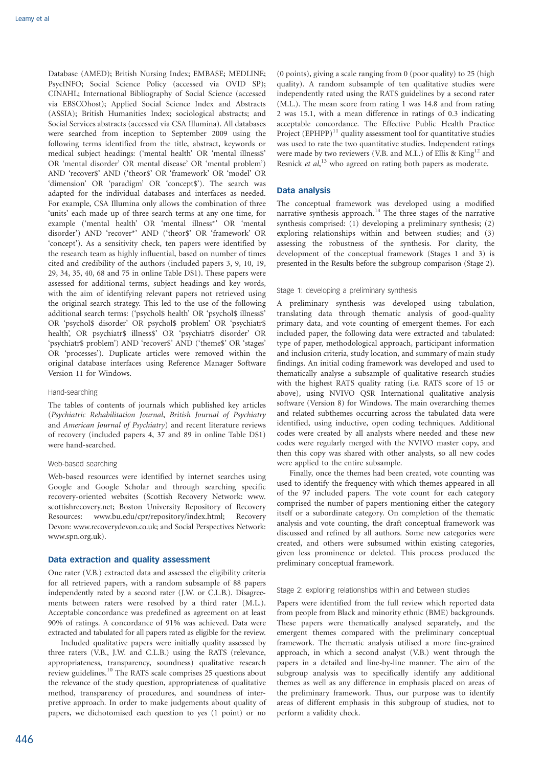Database (AMED); British Nursing Index; EMBASE; MEDLINE; PsycINFO; Social Science Policy (accessed via OVID SP); CINAHL; International Bibliography of Social Science (accessed via EBSCOhost); Applied Social Science Index and Abstracts (ASSIA); British Humanities Index; sociological abstracts; and Social Services abstracts (accessed via CSA Illumina). All databases were searched from inception to September 2009 using the following terms identified from the title, abstract, keywords or medical subject headings: ('mental health' OR 'mental illness$' OR 'mental disorder' OR mental disease' OR 'mental problem') AND 'recover$' AND ('theor$' OR 'framework' OR 'model' OR 'dimension' OR 'paradigm' OR 'concept$'). The search was adapted for the individual databases and interfaces as needed. For example, CSA Illumina only allows the combination of three 'units' each made up of three search terms at any one time, for example ('mental health' OR 'mental illness*' OR 'mental disorder') AND 'recover*' AND ('theor$' OR 'framework' OR 'concept'). As a sensitivity check, ten papers were identified by the research team as highly influential, based on number of times cited and credibility of the authors (included papers 3, 9, 10, 19, 29, 34, 35, 40, 68 and 75 in online Table DS1). These papers were assessed for additional terms, subject headings and key words, with the aim of identifying relevant papers not retrieved using the original search strategy. This led to the use of the following additional search terms: ('psychol$ health' OR 'psychol$ illness$' OR 'psychol$ disorder' OR psychol$ problem' OR 'psychiatr$ health', OR psychiatr$ illness$' OR 'psychiatr$ disorder' OR 'psychiatr$ problem') AND 'recover$' AND ('theme$' OR 'stages' OR 'processes'). Duplicate articles were removed within the original database interfaces using Reference Manager Software Version 11 for Windows.

#### Hand-searching

The tables of contents of journals which published key articles (*Psychiatric Rehabilitation Journal*, *British Journal of Psychiatry* and *American Journal of Psychiatry*) and recent literature reviews of recovery (included papers 4, 37 and 89 in online Table DS1) were hand-searched.

#### Web-based searching

Web-based resources were identified by internet searches using Google and Google Scholar and through searching specific recovery-oriented websites (Scottish Recovery Network: www.scottishrecovery.net; Boston University Repository of Recovery Resources: www.bu.edu/cpr/repository/index.html; Recovery Devon: www.recoverydevon.co.uk; and Social Perspectives Network: www.spn.org.uk).

### Data extraction and quality assessment

One rater (V.B.) extracted data and assessed the eligibility criteria for all retrieved papers, with a random subsample of 88 papers independently rated by a second rater (J.W. or C.L.B.). Disagreements between raters were resolved by a third rater (M.L.). Acceptable concordance was predefined as agreement on at least 90% of ratings. A concordance of 91% was achieved. Data were extracted and tabulated for all papers rated as eligible for the review.

Included qualitative papers were initially quality assessed by three raters (V.B., J.W. and C.L.B.) using the RATS (relevance, appropriateness, transparency, soundness) qualitative research review guidelines.[10] The RATS scale comprises 25 questions about the relevance of the study question, appropriateness of qualitative method, transparency of procedures, and soundness of interpretive approach. In order to make judgements about quality of papers, we dichotomised each question to yes (1 point) or no (0 points), giving a scale ranging from 0 (poor quality) to 25 (high quality). A random subsample of ten qualitative studies were independently rated using the RATS guidelines by a second rater (M.L.). The mean score from rating 1 was 14.8 and from rating 2 was 15.1, with a mean difference in ratings of 0.3 indicating acceptable concordance. The Effective Public Health Practice Project (EPHPP)[11] quality assessment tool for quantitative studies was used to rate the two quantitative studies. Independent ratings were made by two reviewers (V.B. and M.L.) of Ellis & King[12] and Resnick *et al*,[13] who agreed on rating both papers as moderate.

### Data analysis

The conceptual framework was developed using a modified narrative synthesis approach.[14] The three stages of the narrative synthesis comprised: (1) developing a preliminary synthesis; (2) exploring relationships within and between studies; and (3) assessing the robustness of the synthesis. For clarity, the development of the conceptual framework (Stages 1 and 3) is presented in the Results before the subgroup comparison (Stage 2).

#### Stage 1: developing a preliminary synthesis

A preliminary synthesis was developed using tabulation, translating data through thematic analysis of good-quality primary data, and vote counting of emergent themes. For each included paper, the following data were extracted and tabulated: type of paper, methodological approach, participant information and inclusion criteria, study location, and summary of main study findings. An initial coding framework was developed and used to thematically analyse a subsample of qualitative research studies with the highest RATS quality rating (i.e. RATS score of 15 or above), using NVIVO QSR International qualitative analysis software (Version 8) for Windows. The main overarching themes and related subthemes occurring across the tabulated data were identified, using inductive, open coding techniques. Additional codes were created by all analysts where needed and these new codes were regularly merged with the NVIVO master copy, and then this copy was shared with other analysts, so all new codes were applied to the entire subsample.

Finally, once the themes had been created, vote counting was used to identify the frequency with which themes appeared in all of the 97 included papers. The vote count for each category comprised the number of papers mentioning either the category itself or a subordinate category. On completion of the thematic analysis and vote counting, the draft conceptual framework was discussed and refined by all authors. Some new categories were created, and others were subsumed within existing categories, given less prominence or deleted. This process produced the preliminary conceptual framework.

#### Stage 2: exploring relationships within and between studies

Papers were identified from the full review which reported data from people from Black and minority ethnic (BME) backgrounds. These papers were thematically analysed separately, and the emergent themes compared with the preliminary conceptual framework. The thematic analysis utilised a more fine-grained approach, in which a second analyst (V.B.) went through the papers in a detailed and line-by-line manner. The aim of the subgroup analysis was to specifically identify any additional themes as well as any difference in emphasis placed on areas of the preliminary framework. Thus, our purpose was to identify areas of different emphasis in this subgroup of studies, not to perform a validity check.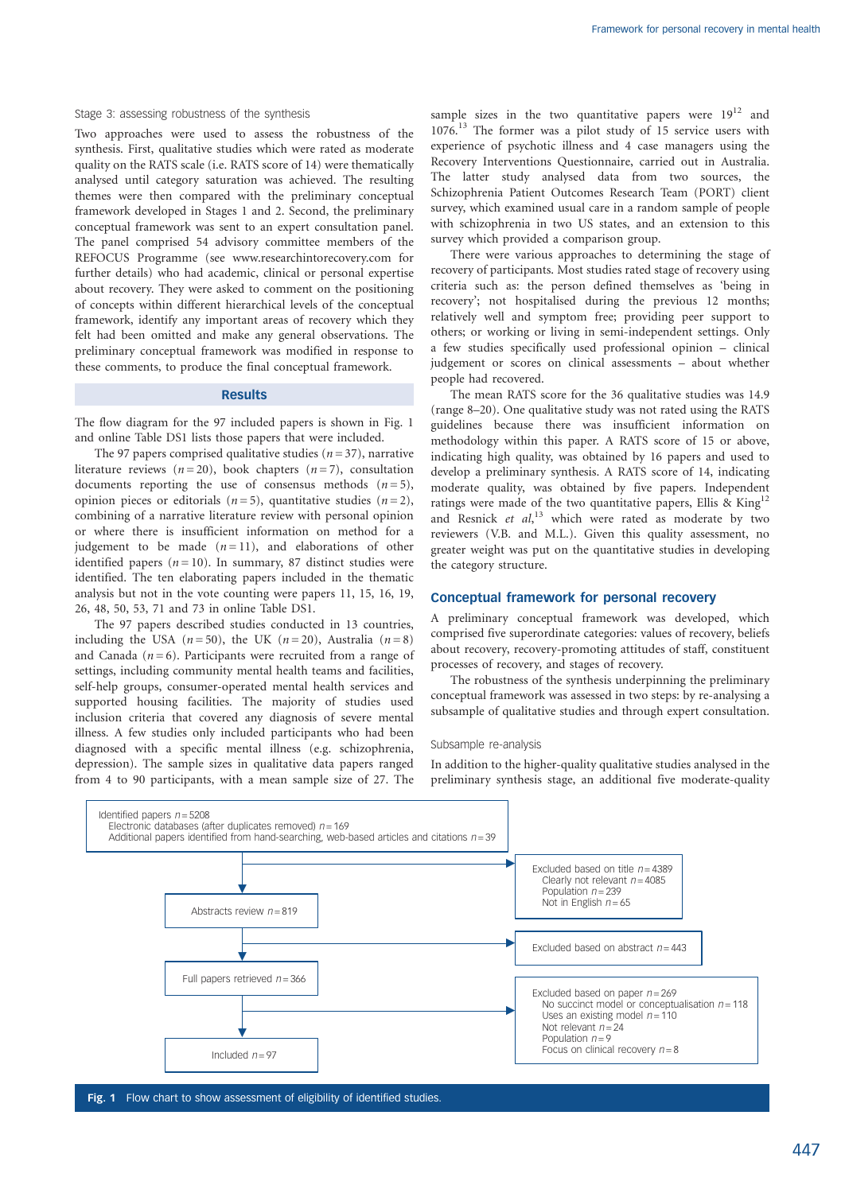### Stage 3: assessing robustness of the synthesis

Two approaches were used to assess the robustness of the synthesis. First, qualitative studies which were rated as moderate quality on the RATS scale (i.e. RATS score of 14) were thematically analysed until category saturation was achieved. The resulting themes were then compared with the preliminary conceptual framework developed in Stages 1 and 2. Second, the preliminary conceptual framework was sent to an expert consultation panel. The panel comprised 54 advisory committee members of the REFOCUS Programme (see www.researchintorecovery.com for further details) who had academic, clinical or personal expertise about recovery. They were asked to comment on the positioning of concepts within different hierarchical levels of the conceptual framework, identify any important areas of recovery which they felt had been omitted and make any general observations. The preliminary conceptual framework was modified in response to these comments, to produce the final conceptual framework.

## Results

The flow diagram for the 97 included papers is shown in Fig. 1 and online Table DS1 lists those papers that were included.

The 97 papers comprised qualitative studies ($n=37$), narrative literature reviews ($n=20$), book chapters ($n=7$), consultation documents reporting the use of consensus methods ($n=5$), opinion pieces or editorials ($n=5$), quantitative studies ($n=2$), combining of a narrative literature review with personal opinion or where there is insufficient information on method for a judgement to be made ($n=11$), and elaborations of other identified papers ($n=10$). In summary, 87 distinct studies were identified. The ten elaborating papers included in the thematic analysis but not in the vote counting were papers 11, 15, 16, 19, 26, 48, 50, 53, 71 and 73 in online Table DS1.

The 97 papers described studies conducted in 13 countries, including the USA ($n=50$), the UK ($n=20$), Australia ($n=8$) and Canada ($n=6$). Participants were recruited from a range of settings, including community mental health teams and facilities, self-help groups, consumer-operated mental health services and supported housing facilities. The majority of studies used inclusion criteria that covered any diagnosis of severe mental illness. A few studies only included participants who had been diagnosed with a specific mental illness (e.g. schizophrenia, depression). The sample sizes in qualitative data papers ranged from 4 to 90 participants, with a mean sample size of 27. The sample sizes in the two quantitative papers were 19[12] and 1076.[13] The former was a pilot study of 15 service users with experience of psychotic illness and 4 case managers using the Recovery Interventions Questionnaire, carried out in Australia. The latter study analysed data from two sources, the Schizophrenia Patient Outcomes Research Team (PORT) client survey, which examined usual care in a random sample of people with schizophrenia in two US states, and an extension to this survey which provided a comparison group.

There were various approaches to determining the stage of recovery of participants. Most studies rated stage of recovery using criteria such as: the person defined themselves as 'being in recovery'; not hospitalised during the previous 12 months; relatively well and symptom free; providing peer support to others; or working or living in semi-independent settings. Only a few studies specifically used professional opinion – clinical judgement or scores on clinical assessments – about whether people had recovered.

The mean RATS score for the 36 qualitative studies was 14.9 (range 8–20). One qualitative study was not rated using the RATS guidelines because there was insufficient information on methodology within this paper. A RATS score of 15 or above, indicating high quality, was obtained by 16 papers and used to develop a preliminary synthesis. A RATS score of 14, indicating moderate quality, was obtained by five papers. Independent ratings were made of the two quantitative papers, Ellis & King[12] and Resnick *et al*,[13] which were rated as moderate by two reviewers (V.B. and M.L.). Given this quality assessment, no greater weight was put on the quantitative studies in developing the category structure.

## Conceptual framework for personal recovery

A preliminary conceptual framework was developed, which comprised five superordinate categories: values of recovery, beliefs about recovery, recovery-promoting attitudes of staff, constituent processes of recovery, and stages of recovery.

The robustness of the synthesis underpinning the preliminary conceptual framework was assessed in two steps: by re-analysing a subsample of qualitative studies and through expert consultation.

### Subsample re-analysis

In addition to the higher-quality qualitative studies analysed in the preliminary synthesis stage, an additional five moderate-quality

Identified papers $n=5208$
Electronic databases (after duplicates removed) $n=169$
Additional papers identified from hand-searching, web-based articles and citations $n=39$

→ Excluded based on title $n=4389$
Clearly not relevant $n=4085$
Population $n=239$
Not in English $n=65$

Abstracts review $n=819$

→ Excluded based on abstract $n=443$

Full papers retrieved $n=366$

→ Excluded based on paper $n=269$
No succinct model or conceptualisation $n=118$
Uses an existing model $n=110$
Not relevant $n=24$
Population $n=9$
Focus on clinical recovery $n=8$

Included $n=97$

**Fig. 1** Flow chart to show assessment of eligibility of identified studies.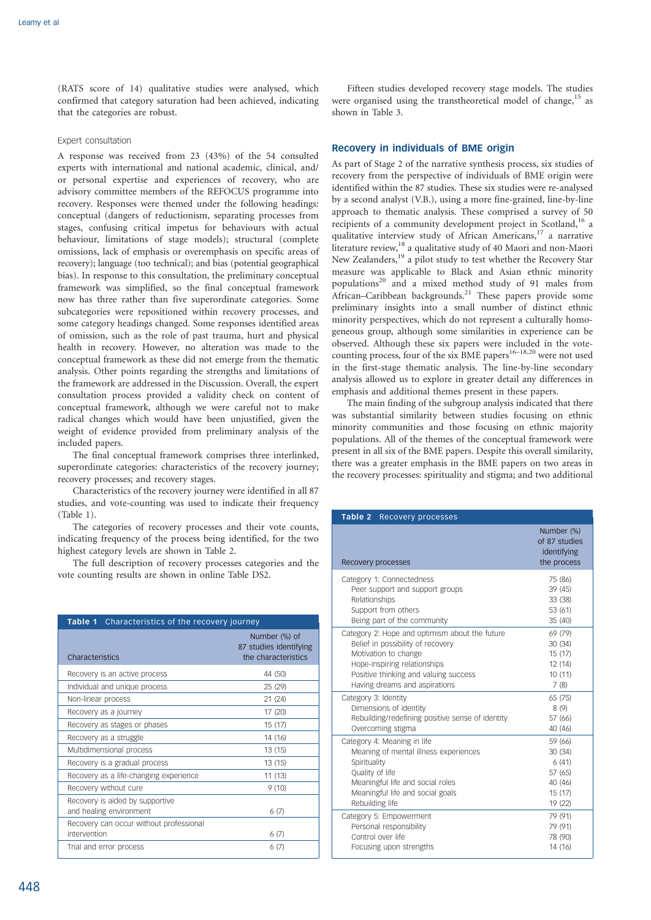(RATS score of 14) qualitative studies were analysed, which confirmed that category saturation had been achieved, indicating that the categories are robust.

### Expert consultation

A response was received from 23 (43%) of the 54 consulted experts with international and national academic, clinical, and/or personal expertise and experiences of recovery, who are advisory committee members of the REFOCUS programme into recovery. Responses were themed under the following headings: conceptual (dangers of reductionism, separating processes from stages, confusing critical impetus for behaviours with actual behaviour, limitations of stage models); structural (complete omissions, lack of emphasis or overemphasis on specific areas of recovery); language (too technical); and bias (potential geographical bias). In response to this consultation, the preliminary conceptual framework was simplified, so the final conceptual framework now has three rather than five superordinate categories. Some subcategories were repositioned within recovery processes, and some category headings changed. Some responses identified areas of omission, such as the role of past trauma, hurt and physical health in recovery. However, no alteration was made to the conceptual framework as these did not emerge from the thematic analysis. Other points regarding the strengths and limitations of the framework are addressed in the Discussion. Overall, the expert consultation process provided a validity check on content of conceptual framework, although we were careful not to make radical changes which would have been unjustified, given the weight of evidence provided from preliminary analysis of the included papers.

The final conceptual framework comprises three interlinked, superordinate categories: characteristics of the recovery journey; recovery processes; and recovery stages.

Characteristics of the recovery journey were identified in all 87 studies, and vote-counting was used to indicate their frequency (Table 1).

The categories of recovery processes and their vote counts, indicating frequency of the process being identified, for the two highest category levels are shown in Table 2.

The full description of recovery processes categories and the vote counting results are shown in online Table DS2.

**Table 1** Characteristics of the recovery journey

| Characteristics | Number (%) of 87 studies identifying the characteristics |
|---|---|
| Recovery is an active process | 44 (50) |
| Individual and unique process | 25 (29) |
| Non-linear process | 21 (24) |
| Recovery as a journey | 17 (20) |
| Recovery as stages or phases | 15 (17) |
| Recovery as a struggle | 14 (16) |
| Multidimensional process | 13 (15) |
| Recovery is a gradual process | 13 (15) |
| Recovery as a life-changing experience | 11 (13) |
| Recovery without cure | 9 (10) |
| Recovery is aided by supportive and healing environment | 6 (7) |
| Recovery can occur without professional intervention | 6 (7) |
| Trial and error process | 6 (7) |

Fifteen studies developed recovery stage models. The studies were organised using the transtheoretical model of change,[15] as shown in Table 3.

## Recovery in individuals of BME origin

As part of Stage 2 of the narrative synthesis process, six studies of recovery from the perspective of individuals of BME origin were identified within the 87 studies. These six studies were re-analysed by a second analyst (V.B.), using a more fine-grained, line-by-line approach to thematic analysis. These comprised a survey of 50 recipients of a community development project in Scotland,[16] a qualitative interview study of African Americans,[17] a narrative literature review,[18] a qualitative study of 40 Maori and non-Maori New Zealanders,[19] a pilot study to test whether the Recovery Star measure was applicable to Black and Asian ethnic minority populations[20] and a mixed method study of 91 males from African–Caribbean backgrounds.[21] These papers provide some preliminary insights into a small number of distinct ethnic minority perspectives, which do not represent a culturally homogeneous group, although some similarities in experience can be observed. Although these six papers were included in the vote-counting process, four of the six BME papers[16–18,20] were not used in the first-stage thematic analysis. The line-by-line secondary analysis allowed us to explore in greater detail any differences in emphasis and additional themes present in these papers.

The main finding of the subgroup analysis indicated that there was substantial similarity between studies focusing on ethnic minority communities and those focusing on ethnic majority populations. All of the themes of the conceptual framework were present in all six of the BME papers. Despite this overall similarity, there was a greater emphasis in the BME papers on two areas in the recovery processes: spirituality and stigma; and two additional

**Table 2** Recovery processes

| Recovery processes | Number (%) of 87 studies identifying the process |
|---|---|
| Category 1: Connectedness | 75 (86) |
| Peer support and support groups | 39 (45) |
| Relationships | 33 (38) |
| Support from others | 53 (61) |
| Being part of the community | 35 (40) |
| Category 2: Hope and optimism about the future | 69 (79) |
| Belief in possibility of recovery | 30 (34) |
| Motivation to change | 15 (17) |
| Hope-inspiring relationships | 12 (14) |
| Positive thinking and valuing success | 10 (11) |
| Having dreams and aspirations | 7 (8) |
| Category 3: Identity | 65 (75) |
| Dimensions of identity | 8 (9) |
| Rebuilding/redefining positive sense of identity | 57 (66) |
| Overcoming stigma | 40 (46) |
| Category 4: Meaning in life | 59 (66) |
| Meaning of mental illness experiences | 30 (34) |
| Spirituality | 6 (41) |
| Quality of life | 57 (65) |
| Meaningful life and social roles | 40 (46) |
| Meaningful life and social goals | 15 (17) |
| Rebuilding life | 19 (22) |
| Category 5: Empowerment | 79 (91) |
| Personal responsibility | 79 (91) |
| Control over life | 78 (90) |
| Focusing upon strengths | 14 (16) |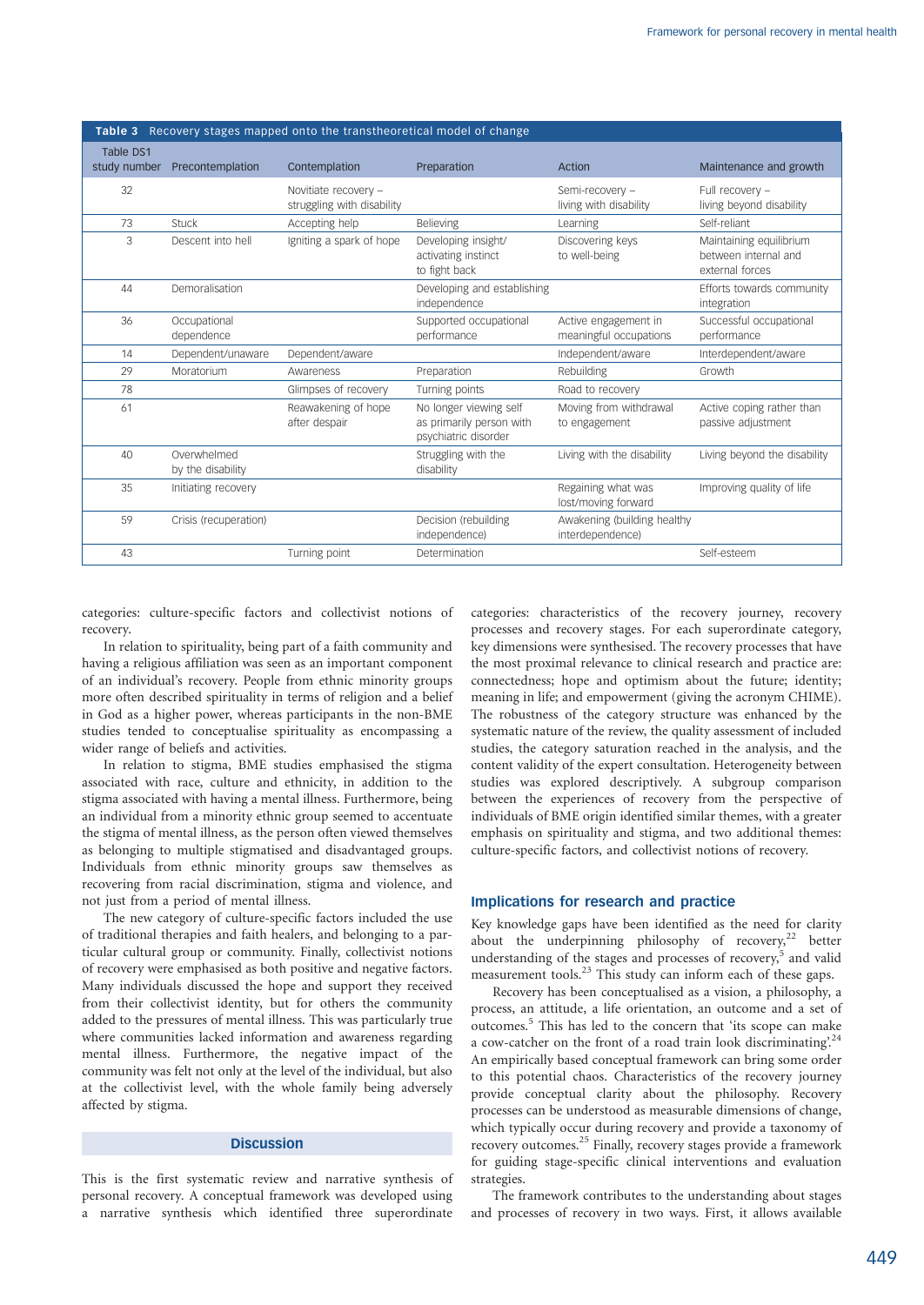**Table 3** Recovery stages mapped onto the transtheoretical model of change

| Table DS1 study number | Precontemplation | Contemplation | Preparation | Action | Maintenance and growth |
|---|---|---|---|---|---|
| 32 | | Novitiate recovery – struggling with disability | | Semi-recovery – living with disability | Full recovery – living beyond disability |
| 73 | Stuck | Accepting help | Believing | Learning | Self-reliant |
| 3 | Descent into hell | Igniting a spark of hope | Developing insight/ activating instinct to fight back | Discovering keys to well-being | Maintaining equilibrium between internal and external forces |
| 44 | Demoralisation | | Developing and establishing independence | | Efforts towards community integration |
| 36 | Occupational dependence | | Supported occupational performance | Active engagement in meaningful occupations | Successful occupational performance |
| 14 | Dependent/unaware | Dependent/aware | | Independent/aware | Interdependent/aware |
| 29 | Moratorium | Awareness | Preparation | Rebuilding | Growth |
| 78 | | Glimpses of recovery | Turning points | Road to recovery | |
| 61 | | Reawakening of hope after despair | No longer viewing self as primarily person with psychiatric disorder | Moving from withdrawal to engagement | Active coping rather than passive adjustment |
| 40 | Overwhelmed by the disability | | Struggling with the disability | Living with the disability | Living beyond the disability |
| 35 | Initiating recovery | | | Regaining what was lost/moving forward | Improving quality of life |
| 59 | Crisis (recuperation) | | Decision (rebuilding independence) | Awakening (building healthy interdependence) | |
| 43 | | Turning point | Determination | | Self-esteem |

categories: culture-specific factors and collectivist notions of recovery.

In relation to spirituality, being part of a faith community and having a religious affiliation was seen as an important component of an individual's recovery. People from ethnic minority groups more often described spirituality in terms of religion and a belief in God as a higher power, whereas participants in the non-BME studies tended to conceptualise spirituality as encompassing a wider range of beliefs and activities.

In relation to stigma, BME studies emphasised the stigma associated with race, culture and ethnicity, in addition to the stigma associated with having a mental illness. Furthermore, being an individual from a minority ethnic group seemed to accentuate the stigma of mental illness, as the person often viewed themselves as belonging to multiple stigmatised and disadvantaged groups. Individuals from ethnic minority groups saw themselves as recovering from racial discrimination, stigma and violence, and not just from a period of mental illness.

The new category of culture-specific factors included the use of traditional therapies and faith healers, and belonging to a particular cultural group or community. Finally, collectivist notions of recovery were emphasised as both positive and negative factors. Many individuals discussed the hope and support they received from their collectivist identity, but for others the community added to the pressures of mental illness. This was particularly true where communities lacked information and awareness regarding mental illness. Furthermore, the negative impact of the community was felt not only at the level of the individual, but also at the collectivist level, with the whole family being adversely affected by stigma.

## Discussion

This is the first systematic review and narrative synthesis of personal recovery. A conceptual framework was developed using a narrative synthesis which identified three superordinate categories: characteristics of the recovery journey, recovery processes and recovery stages. For each superordinate category, key dimensions were synthesised. The recovery processes that have the most proximal relevance to clinical research and practice are: connectedness; hope and optimism about the future; identity; meaning in life; and empowerment (giving the acronym CHIME). The robustness of the category structure was enhanced by the systematic nature of the review, the quality assessment of included studies, the category saturation reached in the analysis, and the content validity of the expert consultation. Heterogeneity between studies was explored descriptively. A subgroup comparison between the experiences of recovery from the perspective of individuals of BME origin identified similar themes, with a greater emphasis on spirituality and stigma, and two additional themes: culture-specific factors, and collectivist notions of recovery.

### Implications for research and practice

Key knowledge gaps have been identified as the need for clarity about the underpinning philosophy of recovery,[22] better understanding of the stages and processes of recovery,[5] and valid measurement tools.[23] This study can inform each of these gaps.

Recovery has been conceptualised as a vision, a philosophy, a process, an attitude, a life orientation, an outcome and a set of outcomes.[5] This has led to the concern that 'its scope can make a cow-catcher on the front of a road train look discriminating'.[24] An empirically based conceptual framework can bring some order to this potential chaos. Characteristics of the recovery journey provide conceptual clarity about the philosophy. Recovery processes can be understood as measurable dimensions of change, which typically occur during recovery and provide a taxonomy of recovery outcomes.[25] Finally, recovery stages provide a framework for guiding stage-specific clinical interventions and evaluation strategies.

The framework contributes to the understanding about stages and processes of recovery in two ways. First, it allows available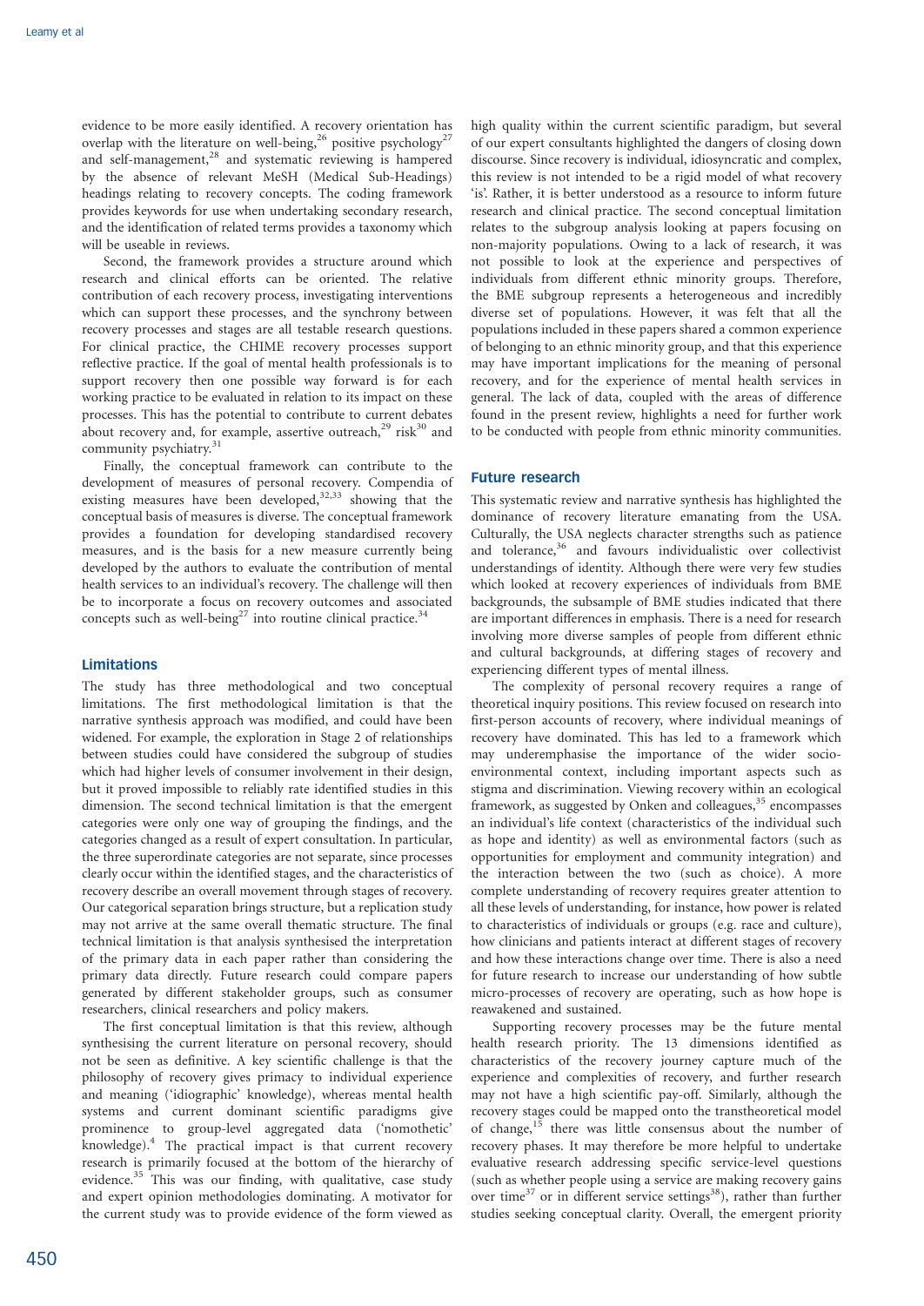evidence to be more easily identified. A recovery orientation has overlap with the literature on well-being,[26] positive psychology[27] and self-management,[28] and systematic reviewing is hampered by the absence of relevant MeSH (Medical Sub-Headings) headings relating to recovery concepts. The coding framework provides keywords for use when undertaking secondary research, and the identification of related terms provides a taxonomy which will be useable in reviews.

Second, the framework provides a structure around which research and clinical efforts can be oriented. The relative contribution of each recovery process, investigating interventions which can support these processes, and the synchrony between recovery processes and stages are all testable research questions. For clinical practice, the CHIME recovery processes support reflective practice. If the goal of mental health professionals is to support recovery then one possible way forward is for each working practice to be evaluated in relation to its impact on these processes. This has the potential to contribute to current debates about recovery and, for example, assertive outreach,[29] risk[30] and community psychiatry.[31]

Finally, the conceptual framework can contribute to the development of measures of personal recovery. Compendia of existing measures have been developed,[32,33] showing that the conceptual basis of measures is diverse. The conceptual framework provides a foundation for developing standardised recovery measures, and is the basis for a new measure currently being developed by the authors to evaluate the contribution of mental health services to an individual's recovery. The challenge will then be to incorporate a focus on recovery outcomes and associated concepts such as well-being[27] into routine clinical practice.[34]

## Limitations

The study has three methodological and two conceptual limitations. The first methodological limitation is that the narrative synthesis approach was modified, and could have been widened. For example, the exploration in Stage 2 of relationships between studies could have considered the subgroup of studies which had higher levels of consumer involvement in their design, but it proved impossible to reliably rate identified studies in this dimension. The second technical limitation is that the emergent categories were only one way of grouping the findings, and the categories changed as a result of expert consultation. In particular, the three superordinate categories are not separate, since processes clearly occur within the identified stages, and the characteristics of recovery describe an overall movement through stages of recovery. Our categorical separation brings structure, but a replication study may not arrive at the same overall thematic structure. The final technical limitation is that analysis synthesised the interpretation of the primary data in each paper rather than considering the primary data directly. Future research could compare papers generated by different stakeholder groups, such as consumer researchers, clinical researchers and policy makers.

The first conceptual limitation is that this review, although synthesising the current literature on personal recovery, should not be seen as definitive. A key scientific challenge is that the philosophy of recovery gives primacy to individual experience and meaning ('idiographic' knowledge), whereas mental health systems and current dominant scientific paradigms give prominence to group-level aggregated data ('nomothetic' knowledge).[4] The practical impact is that current recovery research is primarily focused at the bottom of the hierarchy of evidence.[35] This was our finding, with qualitative, case study and expert opinion methodologies dominating. A motivator for the current study was to provide evidence of the form viewed as high quality within the current scientific paradigm, but several of our expert consultants highlighted the dangers of closing down discourse. Since recovery is individual, idiosyncratic and complex, this review is not intended to be a rigid model of what recovery 'is'. Rather, it is better understood as a resource to inform future research and clinical practice. The second conceptual limitation relates to the subgroup analysis looking at papers focusing on non-majority populations. Owing to a lack of research, it was not possible to look at the experience and perspectives of individuals from different ethnic minority groups. Therefore, the BME subgroup represents a heterogeneous and incredibly diverse set of populations. However, it was felt that all the populations included in these papers shared a common experience of belonging to an ethnic minority group, and that this experience may have important implications for the meaning of personal recovery, and for the experience of mental health services in general. The lack of data, coupled with the areas of difference found in the present review, highlights a need for further work to be conducted with people from ethnic minority communities.

## Future research

This systematic review and narrative synthesis has highlighted the dominance of recovery literature emanating from the USA. Culturally, the USA neglects character strengths such as patience and tolerance,[36] and favours individualistic over collectivist understandings of identity. Although there were very few studies which looked at recovery experiences of individuals from BME backgrounds, the subsample of BME studies indicated that there are important differences in emphasis. There is a need for research involving more diverse samples of people from different ethnic and cultural backgrounds, at differing stages of recovery and experiencing different types of mental illness.

The complexity of personal recovery requires a range of theoretical inquiry positions. This review focused on research into first-person accounts of recovery, where individual meanings of recovery have dominated. This has led to a framework which may underemphasise the importance of the wider socio-environmental context, including important aspects such as stigma and discrimination. Viewing recovery within an ecological framework, as suggested by Onken and colleagues,[35] encompasses an individual's life context (characteristics of the individual such as hope and identity) as well as environmental factors (such as opportunities for employment and community integration) and the interaction between the two (such as choice). A more complete understanding of recovery requires greater attention to all these levels of understanding, for instance, how power is related to characteristics of individuals or groups (e.g. race and culture), how clinicians and patients interact at different stages of recovery and how these interactions change over time. There is also a need for future research to increase our understanding of how subtle micro-processes of recovery are operating, such as how hope is reawakened and sustained.

Supporting recovery processes may be the future mental health research priority. The 13 dimensions identified as characteristics of the recovery journey capture much of the experience and complexities of recovery, and further research may not have a high scientific pay-off. Similarly, although the recovery stages could be mapped onto the transtheoretical model of change,[15] there was little consensus about the number of recovery phases. It may therefore be more helpful to undertake evaluative research addressing specific service-level questions (such as whether people using a service are making recovery gains over time[37] or in different service settings[38]), rather than further studies seeking conceptual clarity. Overall, the emergent priority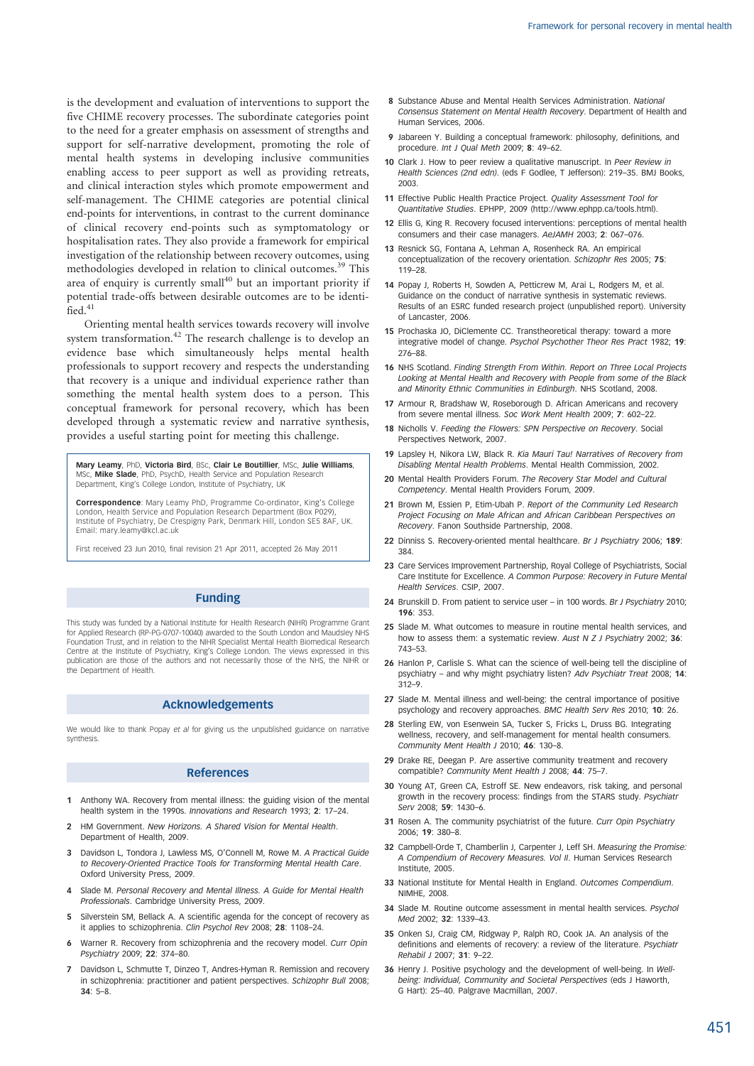is the development and evaluation of interventions to support the five CHIME recovery processes. The subordinate categories point to the need for a greater emphasis on assessment of strengths and support for self-narrative development, promoting the role of mental health systems in developing inclusive communities enabling access to peer support as well as providing retreats, and clinical interaction styles which promote empowerment and self-management. The CHIME categories are potential clinical end-points for interventions, in contrast to the current dominance of clinical recovery end-points such as symptomatology or hospitalisation rates. They also provide a framework for empirical investigation of the relationship between recovery outcomes, using methodologies developed in relation to clinical outcomes.[39] This area of enquiry is currently small[40] but an important priority if potential trade-offs between desirable outcomes are to be identified.[41]

Orienting mental health services towards recovery will involve system transformation.[42] The research challenge is to develop an evidence base which simultaneously helps mental health professionals to support recovery and respects the understanding that recovery is a unique and individual experience rather than something the mental health system does to a person. This conceptual framework for personal recovery, which has been developed through a systematic review and narrative synthesis, provides a useful starting point for meeting this challenge.

**Mary Leamy**, PhD, **Victoria Bird**, BSc, **Clair Le Boutillier**, MSc, **Julie Williams**, MSc, **Mike Slade**, PhD, PsychD, Health Service and Population Research Department, King's College London, Institute of Psychiatry, UK

**Correspondence**: Mary Leamy PhD, Programme Co-ordinator, King's College London, Health Service and Population Research Department (Box P029), Institute of Psychiatry, De Crespigny Park, Denmark Hill, London SE5 8AF, UK. Email: mary.leamy@kcl.ac.uk

First received 23 Jun 2010, final revision 21 Apr 2011, accepted 26 May 2011

## Funding

This study was funded by a National Institute for Health Research (NIHR) Programme Grant for Applied Research (RP-PG-0707-10040) awarded to the South London and Maudsley NHS Foundation Trust, and in relation to the NIHR Specialist Mental Health Biomedical Research Centre at the Institute of Psychiatry, King's College London. The views expressed in this publication are those of the authors and not necessarily those of the NHS, the NIHR or the Department of Health.

## Acknowledgements

We would like to thank Popay *et al* for giving us the unpublished guidance on narrative synthesis.

## References

1 Anthony WA. Recovery from mental illness: the guiding vision of the mental health system in the 1990s. *Innovations and Research* 1993; **2**: 17–24.

2 HM Government. *New Horizons. A Shared Vision for Mental Health*. Department of Health, 2009.

3 Davidson L, Tondora J, Lawless MS, O'Connell M, Rowe M. *A Practical Guide to Recovery-Oriented Practice Tools for Transforming Mental Health Care*. Oxford University Press, 2009.

4 Slade M. *Personal Recovery and Mental Illness. A Guide for Mental Health Professionals*. Cambridge University Press, 2009.

5 Silverstein SM, Bellack A. A scientific agenda for the concept of recovery as it applies to schizophrenia. *Clin Psychol Rev* 2008; **28**: 1108–24.

6 Warner R. Recovery from schizophrenia and the recovery model. *Curr Opin Psychiatry* 2009; **22**: 374–80.

7 Davidson L, Schmutte T, Dinzeo T, Andres-Hyman R. Remission and recovery in schizophrenia: practitioner and patient perspectives. *Schizophr Bull* 2008; **34**: 5–8.

8 Substance Abuse and Mental Health Services Administration. *National Consensus Statement on Mental Health Recovery*. Department of Health and Human Services, 2006.

9 Jabareen Y. Building a conceptual framework: philosophy, definitions, and procedure. *Int J Qual Meth* 2009; **8**: 49–62.

10 Clark J. How to peer review a qualitative manuscript. In *Peer Review in Health Sciences (2nd edn)*. (eds F Godlee, T Jefferson): 219–35. BMJ Books, 2003.

11 Effective Public Health Practice Project. *Quality Assessment Tool for Quantitative Studies*. EPHPP, 2009 (http://www.ephpp.ca/tools.html).

12 Ellis G, King R. Recovery focused interventions: perceptions of mental health consumers and their case managers. *AeJAMH* 2003; **2**: 067–076.

13 Resnick SG, Fontana A, Lehman A, Rosenheck RA. An empirical conceptualization of the recovery orientation. *Schizophr Res* 2005; **75**: 119–28.

14 Popay J, Roberts H, Sowden A, Petticrew M, Arai L, Rodgers M, et al. Guidance on the conduct of narrative synthesis in systematic reviews. Results of an ESRC funded research project (unpublished report). University of Lancaster, 2006.

15 Prochaska JO, DiClemente CC. Transtheoretical therapy: toward a more integrative model of change. *Psychol Psychother Theor Res Pract* 1982; **19**: 276–88.

16 NHS Scotland. *Finding Strength From Within. Report on Three Local Projects Looking at Mental Health and Recovery with People from some of the Black and Minority Ethnic Communities in Edinburgh*. NHS Scotland, 2008.

17 Armour R, Bradshaw W, Roseborough D. African Americans and recovery from severe mental illness. *Soc Work Ment Health* 2009; **7**: 602–22.

18 Nicholls V. *Feeding the Flowers: SPN Perspective on Recovery*. Social Perspectives Network, 2007.

19 Lapsley H, Nikora LW, Black R. *Kia Mauri Tau! Narratives of Recovery from Disabling Mental Health Problems*. Mental Health Commission, 2002.

20 Mental Health Providers Forum. *The Recovery Star Model and Cultural Competency*. Mental Health Providers Forum, 2009.

21 Brown M, Essien P, Etim-Ubah P. *Report of the Community Led Research Project Focusing on Male African and African Caribbean Perspectives on Recovery*. Fanon Southside Partnership, 2008.

22 Dinniss S. Recovery-oriented mental healthcare. *Br J Psychiatry* 2006; **189**: 384.

23 Care Services Improvement Partnership, Royal College of Psychiatrists, Social Care Institute for Excellence. *A Common Purpose: Recovery in Future Mental Health Services*. CSIP, 2007.

24 Brunskill D. From patient to service user – in 100 words. *Br J Psychiatry* 2010; **196**: 353.

25 Slade M. What outcomes to measure in routine mental health services, and how to assess them: a systematic review. *Aust N Z J Psychiatry* 2002; **36**: 743–53.

26 Hanlon P, Carlisle S. What can the science of well-being tell the discipline of psychiatry – and why might psychiatry listen? *Adv Psychiatr Treat* 2008; **14**: 312–9.

27 Slade M. Mental illness and well-being: the central importance of positive psychology and recovery approaches. *BMC Health Serv Res* 2010; **10**: 26.

28 Sterling EW, von Esenwein SA, Tucker S, Fricks L, Druss BG. Integrating wellness, recovery, and self-management for mental health consumers. *Community Ment Health J* 2010; **46**: 130–8.

29 Drake RE, Deegan P. Are assertive community treatment and recovery compatible? *Community Ment Health J* 2008; **44**: 75–7.

30 Young AT, Green CA, Estroff SE. New endeavors, risk taking, and personal growth in the recovery process: findings from the STARS study. *Psychiatr Serv* 2008; **59**: 1430–6.

31 Rosen A. The community psychiatrist of the future. *Curr Opin Psychiatry* 2006; **19**: 380–8.

32 Campbell-Orde T, Chamberlin J, Carpenter J, Leff SH. *Measuring the Promise: A Compendium of Recovery Measures. Vol II*. Human Services Research Institute, 2005.

33 National Institute for Mental Health in England. *Outcomes Compendium*. NIMHE, 2008.

34 Slade M. Routine outcome assessment in mental health services. *Psychol Med* 2002; **32**: 1339–43.

35 Onken SJ, Craig CM, Ridgway P, Ralph RO, Cook JA. An analysis of the definitions and elements of recovery: a review of the literature. *Psychiatr Rehabil J* 2007; **31**: 9–22.

36 Henry J. Positive psychology and the development of well-being. In *Well-being: Individual, Community and Societal Perspectives* (eds J Haworth, G Hart): 25–40. Palgrave Macmillan, 2007.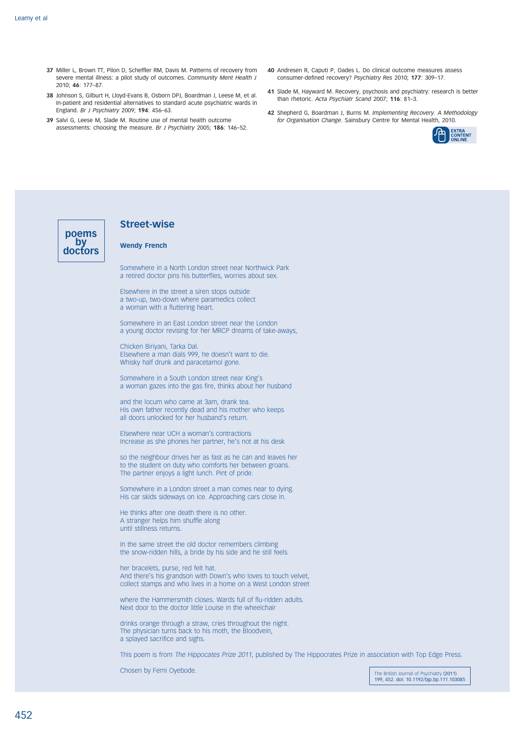37 Miller L, Brown TT, Pilon D, Scheffler RM, Davis M. Patterns of recovery from severe mental illness: a pilot study of outcomes. *Community Ment Health J* 2010; **46**: 177–87.

38 Johnson S, Gilburt H, Lloyd-Evans B, Osborn DPJ, Boardman J, Leese M, et al. In-patient and residential alternatives to standard acute psychiatric wards in England. *Br J Psychiatry* 2009; **194**: 456–63.

39 Salvi G, Leese M, Slade M. Routine use of mental health outcome assessments: choosing the measure. *Br J Psychiatry* 2005; **186**: 146–52.

40 Andresen R, Caputi P, Oades L. Do clinical outcome measures assess consumer-defined recovery? *Psychiatry Res* 2010; **177**: 309–17.

41 Slade M, Hayward M. Recovery, psychosis and psychiatry: research is better than rhetoric. *Acta Psychiatr Scand* 2007; **116**: 81–3.

42 Shepherd G, Boardman J, Burns M. *Implementing Recovery. A Methodology for Organisation Change*. Sainsbury Centre for Mental Health, 2010.

EXTRA CONTENT ONLINE

**poems by doctors**

## Street-wise

**Wendy French**

Somewhere in a North London street near Northwick Park
a retired doctor pins his butterflies, worries about sex.

Elsewhere in the street a siren stops outside
a two-up, two-down where paramedics collect
a woman with a fluttering heart.

Somewhere in an East London street near the London
a young doctor revising for her MRCP dreams of take-aways,

Chicken Biriyani, Tarka Dal.
Elsewhere a man dials 999, he doesn't want to die.
Whisky half drunk and paracetamol gone.

Somewhere in a South London street near King's
a woman gazes into the gas fire, thinks about her husband

and the locum who came at 3am, drank tea.
His own father recently dead and his mother who keeps
all doors unlocked for her husband's return.

Elsewhere near UCH a woman's contractions
Increase as she phones her partner, he's not at his desk

so the neighbour drives her as fast as he can and leaves her
to the student on duty who comforts her between groans.
The partner enjoys a light lunch. Pint of pride.

Somewhere in a London street a man comes near to dying.
His car skids sideways on ice. Approaching cars close in.

He thinks after one death there is no other.
A stranger helps him shuffle along
until stillness returns.

In the same street the old doctor remembers climbing
the snow-ridden hills, a bride by his side and he still feels

her bracelets, purse, red felt hat.
And there's his grandson with Down's who loves to touch velvet,
collect stamps and who lives in a home on a West London street

where the Hammersmith closes. Wards full of flu-ridden adults.
Next door to the doctor little Louise in the wheelchair

drinks orange through a straw, cries throughout the night.
The physician turns back to his moth, the Bloodvein,
a splayed sacrifice and sighs.

This poem is from *The Hippocates Prize 2011*, published by The Hippocrates Prize in association with Top Edge Press.

Chosen by Femi Oyebode.

The British Journal of Psychiatry (2011) 199, 452. doi: 10.1192/bjp.bp.111.103085